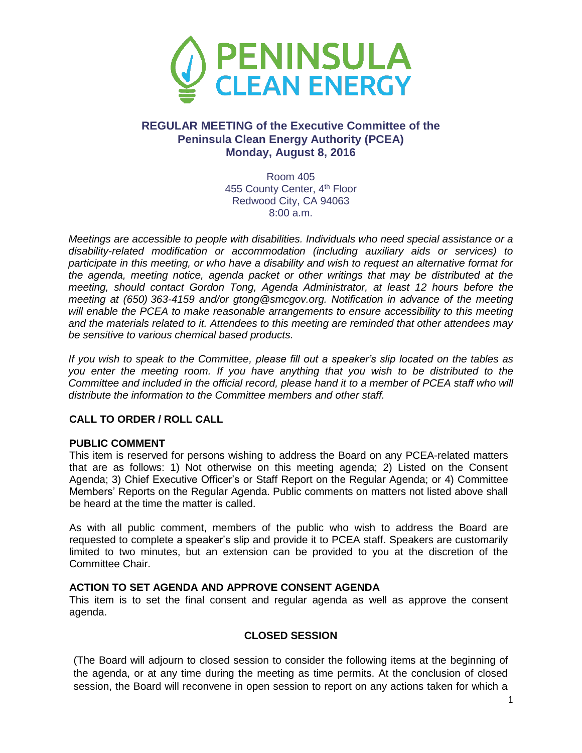# PENINSULA CLEAN ENERGY

## REGULAR MEETING of the Executive Committee of the Peninsula Clean Energy Authority (PCEA)
## Monday, August 8, 2016

Room 405
455 County Center, 4th Floor
Redwood City, CA 94063
8:00 a.m.

*Meetings are accessible to people with disabilities. Individuals who need special assistance or a disability-related modification or accommodation (including auxiliary aids or services) to participate in this meeting, or who have a disability and wish to request an alternative format for the agenda, meeting notice, agenda packet or other writings that may be distributed at the meeting, should contact Gordon Tong, Agenda Administrator, at least 12 hours before the meeting at (650) 363-4159 and/or gtong@smcgov.org. Notification in advance of the meeting will enable the PCEA to make reasonable arrangements to ensure accessibility to this meeting and the materials related to it. Attendees to this meeting are reminded that other attendees may be sensitive to various chemical based products.*

*If you wish to speak to the Committee, please fill out a speaker's slip located on the tables as you enter the meeting room. If you have anything that you wish to be distributed to the Committee and included in the official record, please hand it to a member of PCEA staff who will distribute the information to the Committee members and other staff.*

**CALL TO ORDER / ROLL CALL**

**PUBLIC COMMENT**

This item is reserved for persons wishing to address the Board on any PCEA-related matters that are as follows: 1) Not otherwise on this meeting agenda; 2) Listed on the Consent Agenda; 3) Chief Executive Officer's or Staff Report on the Regular Agenda; or 4) Committee Members' Reports on the Regular Agenda. Public comments on matters not listed above shall be heard at the time the matter is called.

As with all public comment, members of the public who wish to address the Board are requested to complete a speaker's slip and provide it to PCEA staff. Speakers are customarily limited to two minutes, but an extension can be provided to you at the discretion of the Committee Chair.

**ACTION TO SET AGENDA AND APPROVE CONSENT AGENDA**

This item is to set the final consent and regular agenda as well as approve the consent agenda.

**CLOSED SESSION**

(The Board will adjourn to closed session to consider the following items at the beginning of the agenda, or at any time during the meeting as time permits. At the conclusion of closed session, the Board will reconvene in open session to report on any actions taken for which a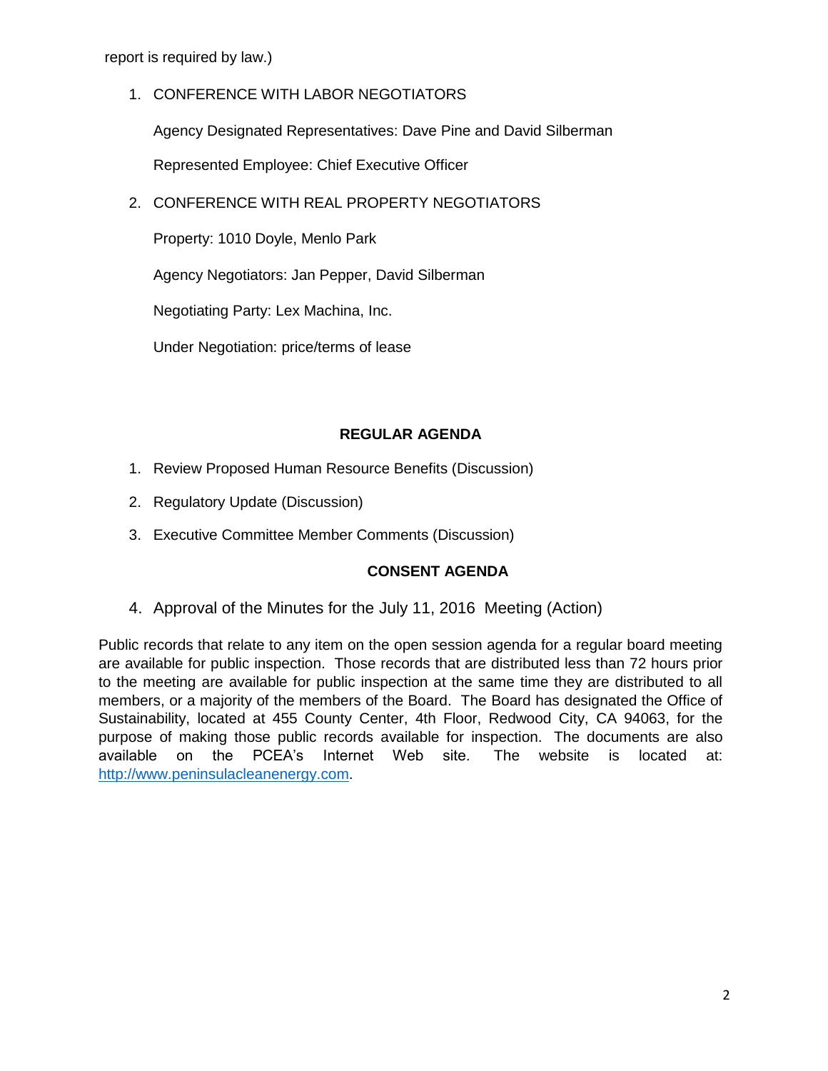report is required by law.)

1. CONFERENCE WITH LABOR NEGOTIATORS

   Agency Designated Representatives: Dave Pine and David Silberman

   Represented Employee: Chief Executive Officer

2. CONFERENCE WITH REAL PROPERTY NEGOTIATORS

   Property: 1010 Doyle, Menlo Park

   Agency Negotiators: Jan Pepper, David Silberman

   Negotiating Party: Lex Machina, Inc.

   Under Negotiation: price/terms of lease

## REGULAR AGENDA

1. Review Proposed Human Resource Benefits (Discussion)
2. Regulatory Update (Discussion)
3. Executive Committee Member Comments (Discussion)

## CONSENT AGENDA

4. Approval of the Minutes for the July 11, 2016 Meeting (Action)

Public records that relate to any item on the open session agenda for a regular board meeting are available for public inspection. Those records that are distributed less than 72 hours prior to the meeting are available for public inspection at the same time they are distributed to all members, or a majority of the members of the Board. The Board has designated the Office of Sustainability, located at 455 County Center, 4th Floor, Redwood City, CA 94063, for the purpose of making those public records available for inspection. The documents are also available on the PCEA's Internet Web site. The website is located at: http://www.peninsulacleanenergy.com.